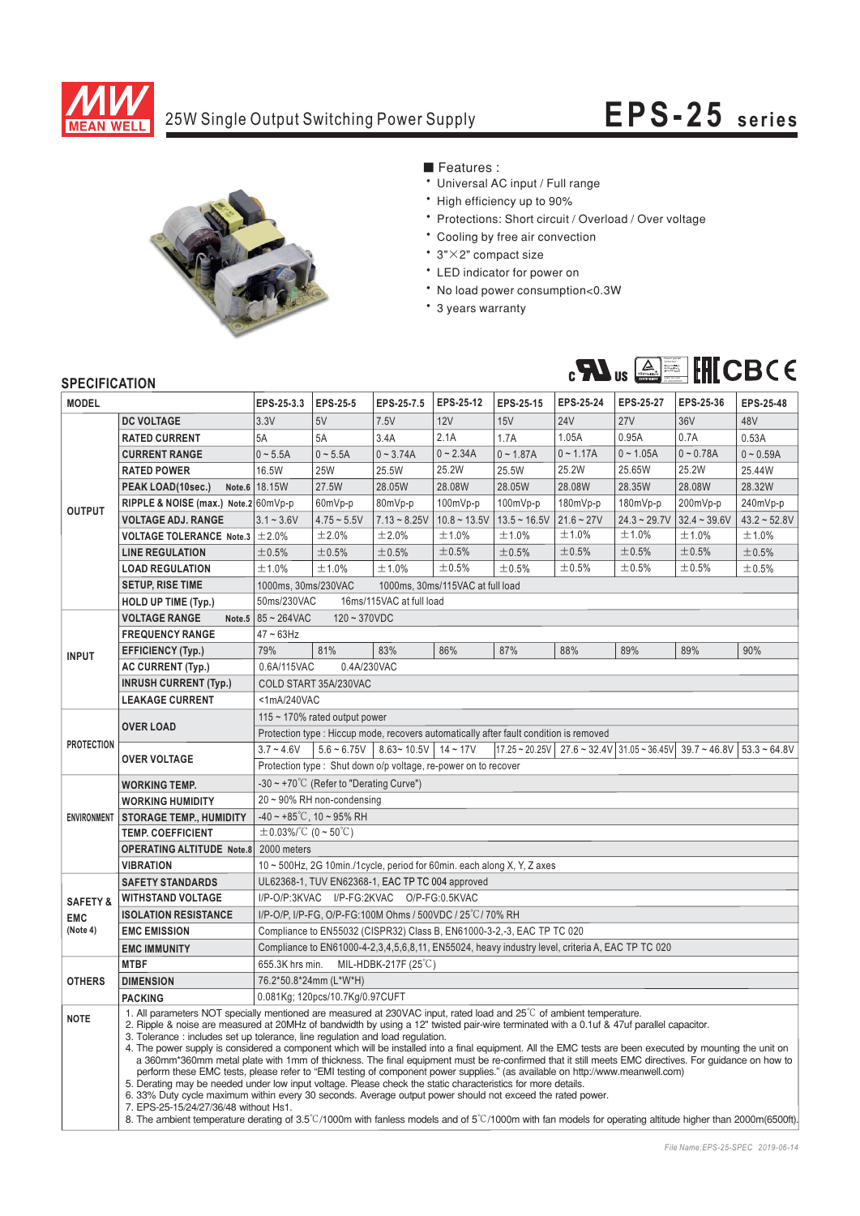# MEAN WELL

## 25W Single Output Switching Power Supply

# EPS-25 series

■ Features :

- Universal AC input / Full range
- High efficiency up to 90%
- Protections: Short circuit / Overload / Over voltage
- Cooling by free air convection
- 3"×2" compact size
- LED indicator for power on
- No load power consumption<0.3W
- 3 years warranty

## SPECIFICATION

| MODEL | | EPS-25-3.3 | EPS-25-5 | EPS-25-7.5 | EPS-25-12 | EPS-25-15 | EPS-25-24 | EPS-25-27 | EPS-25-36 | EPS-25-48 |
|---|---|---|---|---|---|---|---|---|---|---|
| OUTPUT | DC VOLTAGE | 3.3V | 5V | 7.5V | 12V | 15V | 24V | 27V | 36V | 48V |
| | RATED CURRENT | 5A | 5A | 3.4A | 2.1A | 1.7A | 1.05A | 0.95A | 0.7A | 0.53A |
| | CURRENT RANGE | 0 ~ 5.5A | 0 ~ 5.5A | 0 ~ 3.74A | 0 ~ 2.34A | 0 ~ 1.87A | 0 ~ 1.17A | 0 ~ 1.05A | 0 ~ 0.78A | 0 ~ 0.59A |
| | RATED POWER | 16.5W | 25W | 25.5W | 25.2W | 25.5W | 25.2W | 25.65W | 25.2W | 25.44W |
| | PEAK LOAD(10sec.) Note.6 | 18.15W | 27.5W | 28.05W | 28.08W | 28.05W | 28.08W | 28.35W | 28.08W | 28.32W |
| | RIPPLE & NOISE (max.) Note.2 | 60mVp-p | 60mVp-p | 80mVp-p | 100mVp-p | 100mVp-p | 180mVp-p | 180mVp-p | 200mVp-p | 240mVp-p |
| | VOLTAGE ADJ. RANGE | 3.1 ~ 3.6V | 4.75 ~ 5.5V | 7.13 ~ 8.25V | 10.8 ~ 13.5V | 13.5 ~ 16.5V | 21.6 ~ 27V | 24.3 ~ 29.7V | 32.4 ~ 39.6V | 43.2 ~ 52.8V |
| | VOLTAGE TOLERANCE Note.3 | ±2.0% | ±2.0% | ±2.0% | ±1.0% | ±1.0% | ±1.0% | ±1.0% | ±1.0% | ±1.0% |
| | LINE REGULATION | ±0.5% | ±0.5% | ±0.5% | ±0.5% | ±0.5% | ±0.5% | ±0.5% | ±0.5% | ±0.5% |
| | LOAD REGULATION | ±1.0% | ±1.0% | ±1.0% | ±0.5% | ±0.5% | ±0.5% | ±0.5% | ±0.5% | ±0.5% |
| | SETUP, RISE TIME | 1000ms, 30ms/230VAC 1000ms, 30ms/115VAC at full load | | | | | | | | |
| | HOLD UP TIME (Typ.) | 50ms/230VAC 16ms/115VAC at full load | | | | | | | | |
| INPUT | VOLTAGE RANGE Note.5 | 85 ~ 264VAC 120 ~ 370VDC | | | | | | | | |
| | FREQUENCY RANGE | 47 ~ 63Hz | | | | | | | | |
| | EFFICIENCY (Typ.) | 79% | 81% | 83% | 86% | 87% | 88% | 89% | 89% | 90% |
| | AC CURRENT (Typ.) | 0.6A/115VAC 0.4A/230VAC | | | | | | | | |
| | INRUSH CURRENT (Typ.) | COLD START 35A/230VAC | | | | | | | | |
| | LEAKAGE CURRENT | <1mA/240VAC | | | | | | | | |
| PROTECTION | OVER LOAD | 115 ~ 170% rated output power<br>Protection type : Hiccup mode, recovers automatically after fault condition is removed | | | | | | | | |
| | OVER VOLTAGE | 3.7 ~ 4.6V | 5.6 ~ 6.75V | 8.63 ~ 10.5V | 14 ~ 17V | 17.25 ~ 20.25V | 27.6 ~ 32.4V | 31.05 ~ 36.45V | 39.7 ~ 46.8V | 53.3 ~ 64.8V |
| | | Protection type : Shut down o/p voltage, re-power on to recover | | | | | | | | |
| ENVIRONMENT | WORKING TEMP. | -30 ~ +70℃ (Refer to "Derating Curve") | | | | | | | | |
| | WORKING HUMIDITY | 20 ~ 90% RH non-condensing | | | | | | | | |
| | STORAGE TEMP., HUMIDITY | -40 ~ +85℃, 10 ~ 95% RH | | | | | | | | |
| | TEMP. COEFFICIENT | ±0.03%/℃ (0 ~ 50℃) | | | | | | | | |
| | OPERATING ALTITUDE Note.8 | 2000 meters | | | | | | | | |
| | VIBRATION | 10 ~ 500Hz, 2G 10min./1cycle, period for 60min. each along X, Y, Z axes | | | | | | | | |
| SAFETY & EMC (Note 4) | SAFETY STANDARDS | UL62368-1, TUV EN62368-1, EAC TP TC 004 approved | | | | | | | | |
| | WITHSTAND VOLTAGE | I/P-O/P:3KVAC I/P-FG:2KVAC O/P-FG:0.5KVAC | | | | | | | | |
| | ISOLATION RESISTANCE | I/P-O/P, I/P-FG, O/P-FG:100M Ohms / 500VDC / 25℃/ 70% RH | | | | | | | | |
| | EMC EMISSION | Compliance to EN55032 (CISPR32) Class B, EN61000-3-2,-3, EAC TP TC 020 | | | | | | | | |
| | EMC IMMUNITY | Compliance to EN61000-4-2,3,4,5,6,8,11, EN55024, heavy industry level, criteria A, EAC TP TC 020 | | | | | | | | |
| OTHERS | MTBF | 655.3K hrs min. MIL-HDBK-217F (25℃) | | | | | | | | |
| | DIMENSION | 76.2*50.8*24mm (L*W*H) | | | | | | | | |
| | PACKING | 0.081Kg; 120pcs/10.7Kg/0.97CUFT | | | | | | | | |

**NOTE**

1. All parameters NOT specially mentioned are measured at 230VAC input, rated load and 25℃ of ambient temperature.
2. Ripple & noise are measured at 20MHz of bandwidth by using a 12" twisted pair-wire terminated with a 0.1uf & 47uf parallel capacitor.
3. Tolerance : includes set up tolerance, line regulation and load regulation.
4. The power supply is considered a component which will be installed into a final equipment. All the EMC tests are been executed by mounting the unit on a 360mm*360mm metal plate with 1mm of thickness. The final equipment must be re-confirmed that it still meets EMC directives. For guidance on how to perform these EMC tests, please refer to "EMI testing of component power supplies." (as available on http://www.meanwell.com)
5. Derating may be needed under low input voltage. Please check the static characteristics for more details.
6. 33% Duty cycle maximum within every 30 seconds. Average output power should not exceed the rated power.
7. EPS-25-15/24/27/36/48 without Hs1.
8. The ambient temperature derating of 3.5℃/1000m with fanless models and of 5℃/1000m with fan models for operating altitude higher than 2000m(6500ft).

File Name:EPS-25-SPEC 2019-06-14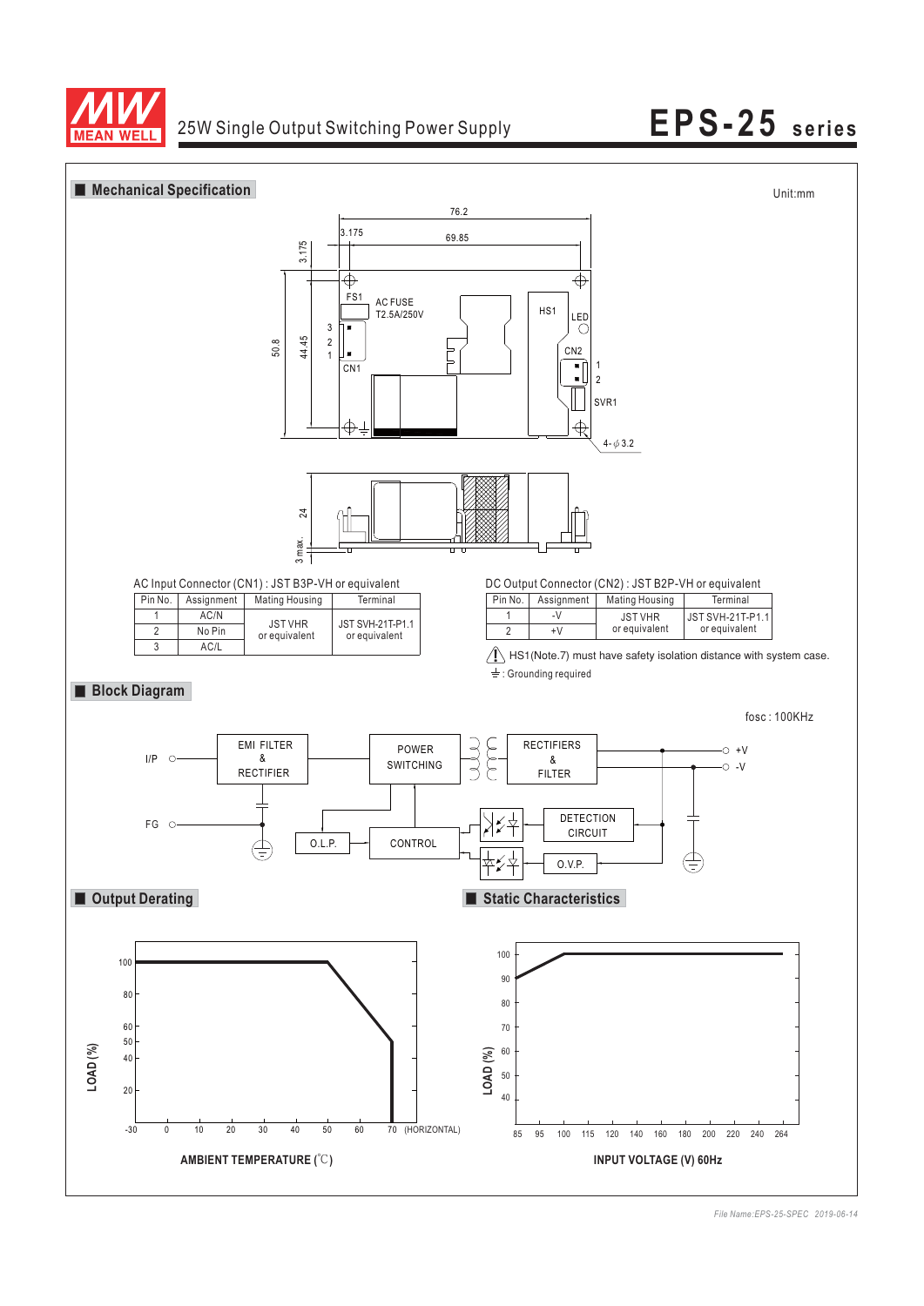# 25W Single Output Switching Power Supply

# EPS-25 series

## ■ Mechanical Specification

Unit:mm

76.2
3.175
69.85
3.175
50.8
44.45
FS1
AC FUSE
T2.5A/250V
HS1
LED
3
2
1
CN1
CN2
1
2
SVR1
4-ϕ3.2
24
3 max.

AC Input Connector (CN1) : JST B3P-VH or equivalent

| Pin No. | Assignment | Mating Housing | Terminal |
|---|---|---|---|
| 1 | AC/N | JST VHR or equivalent | JST SVH-21T-P1.1 or equivalent |
| 2 | No Pin | | |
| 3 | AC/L | | |

DC Output Connector (CN2) : JST B2P-VH or equivalent

| Pin No. | Assignment | Mating Housing | Terminal |
|---|---|---|---|
| 1 | -V | JST VHR or equivalent | JST SVH-21T-P1.1 or equivalent |
| 2 | +V | | |

⚠ HS1(Note.7) must have safety isolation distance with system case.

⏚ : Grounding required

## ■ Block Diagram

fosc : 100KHz

I/P
FG
EMI FILTER & RECTIFIER
POWER SWITCHING
RECTIFIERS & FILTER
+V
-V
O.L.P.
CONTROL
DETECTION CIRCUIT
O.V.P.

## ■ Output Derating

100
80
60
50
40
20
LOAD (%)
-30
0
10
20
30
40
50
60
70 (HORIZONTAL)
AMBIENT TEMPERATURE (℃)

## ■ Static Characteristics

100
90
80
70
60
50
40
LOAD (%)
85
95
100
115
120
140
160
180
200
220
240
264
INPUT VOLTAGE (V) 60Hz